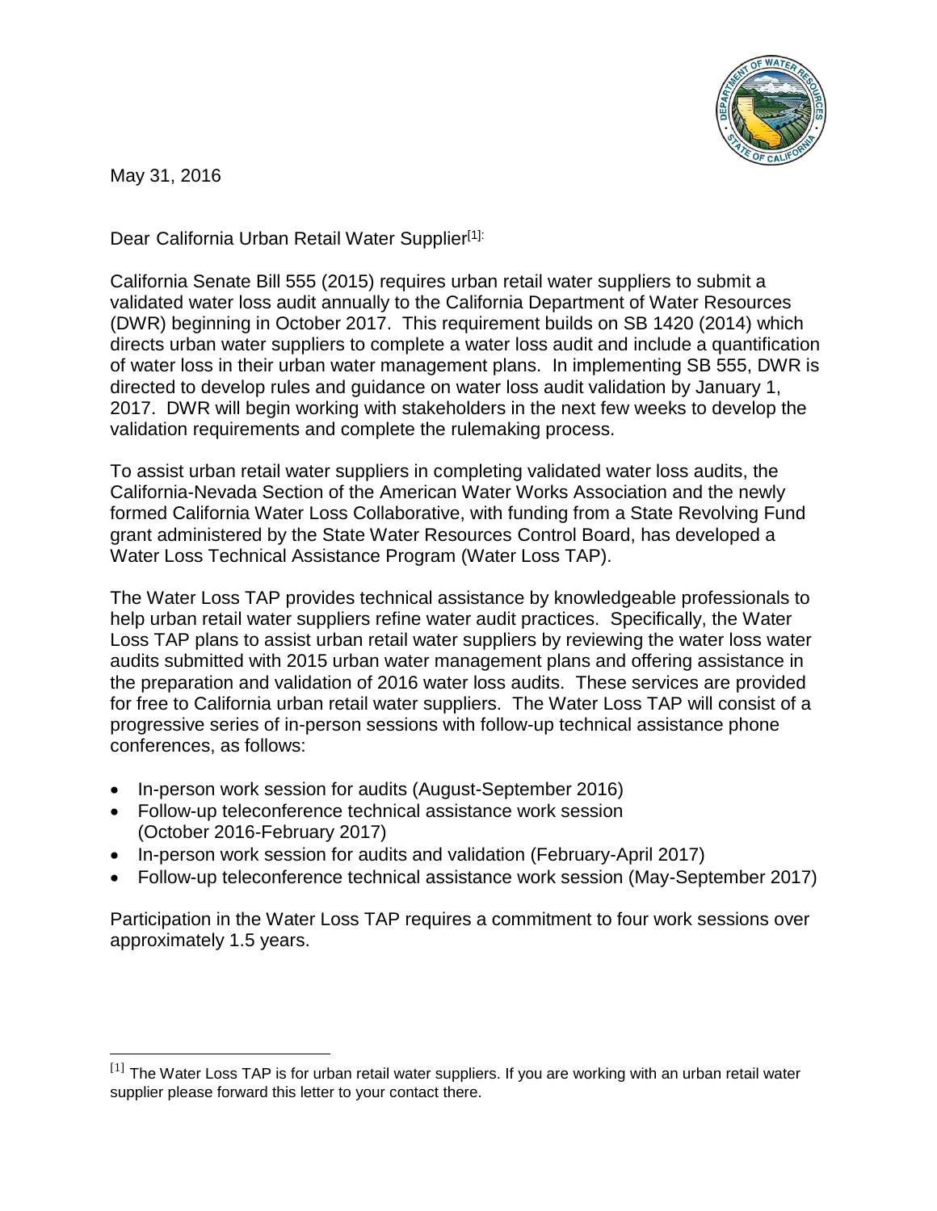May 31, 2016

Dear California Urban Retail Water Supplier[1]:

California Senate Bill 555 (2015) requires urban retail water suppliers to submit a validated water loss audit annually to the California Department of Water Resources (DWR) beginning in October 2017. This requirement builds on SB 1420 (2014) which directs urban water suppliers to complete a water loss audit and include a quantification of water loss in their urban water management plans. In implementing SB 555, DWR is directed to develop rules and guidance on water loss audit validation by January 1, 2017. DWR will begin working with stakeholders in the next few weeks to develop the validation requirements and complete the rulemaking process.

To assist urban retail water suppliers in completing validated water loss audits, the California-Nevada Section of the American Water Works Association and the newly formed California Water Loss Collaborative, with funding from a State Revolving Fund grant administered by the State Water Resources Control Board, has developed a Water Loss Technical Assistance Program (Water Loss TAP).

The Water Loss TAP provides technical assistance by knowledgeable professionals to help urban retail water suppliers refine water audit practices. Specifically, the Water Loss TAP plans to assist urban retail water suppliers by reviewing the water loss water audits submitted with 2015 urban water management plans and offering assistance in the preparation and validation of 2016 water loss audits. These services are provided for free to California urban retail water suppliers. The Water Loss TAP will consist of a progressive series of in-person sessions with follow-up technical assistance phone conferences, as follows:

- In-person work session for audits (August-September 2016)
- Follow-up teleconference technical assistance work session (October 2016-February 2017)
- In-person work session for audits and validation (February-April 2017)
- Follow-up teleconference technical assistance work session (May-September 2017)

Participation in the Water Loss TAP requires a commitment to four work sessions over approximately 1.5 years.

[1] The Water Loss TAP is for urban retail water suppliers. If you are working with an urban retail water supplier please forward this letter to your contact there.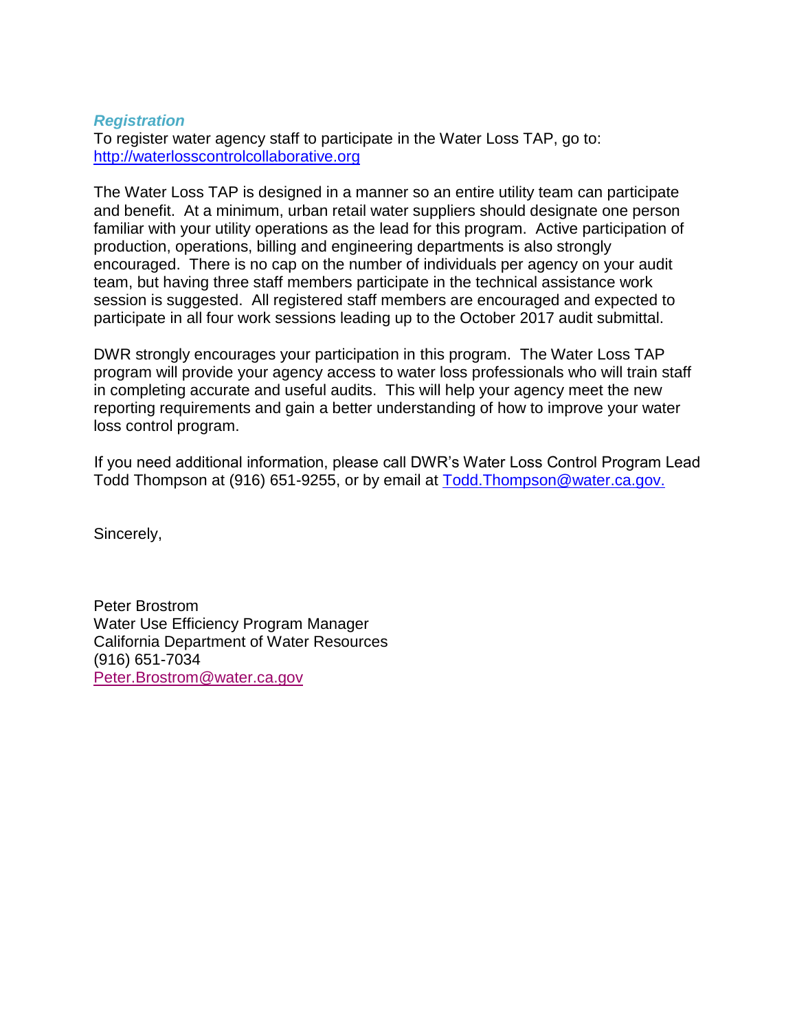### *Registration*

To register water agency staff to participate in the Water Loss TAP, go to: http://waterlosscontrolcollaborative.org

The Water Loss TAP is designed in a manner so an entire utility team can participate and benefit. At a minimum, urban retail water suppliers should designate one person familiar with your utility operations as the lead for this program. Active participation of production, operations, billing and engineering departments is also strongly encouraged. There is no cap on the number of individuals per agency on your audit team, but having three staff members participate in the technical assistance work session is suggested. All registered staff members are encouraged and expected to participate in all four work sessions leading up to the October 2017 audit submittal.

DWR strongly encourages your participation in this program. The Water Loss TAP program will provide your agency access to water loss professionals who will train staff in completing accurate and useful audits. This will help your agency meet the new reporting requirements and gain a better understanding of how to improve your water loss control program.

If you need additional information, please call DWR's Water Loss Control Program Lead Todd Thompson at (916) 651-9255, or by email at Todd.Thompson@water.ca.gov.

Sincerely,

Peter Brostrom
Water Use Efficiency Program Manager
California Department of Water Resources
(916) 651-7034
Peter.Brostrom@water.ca.gov